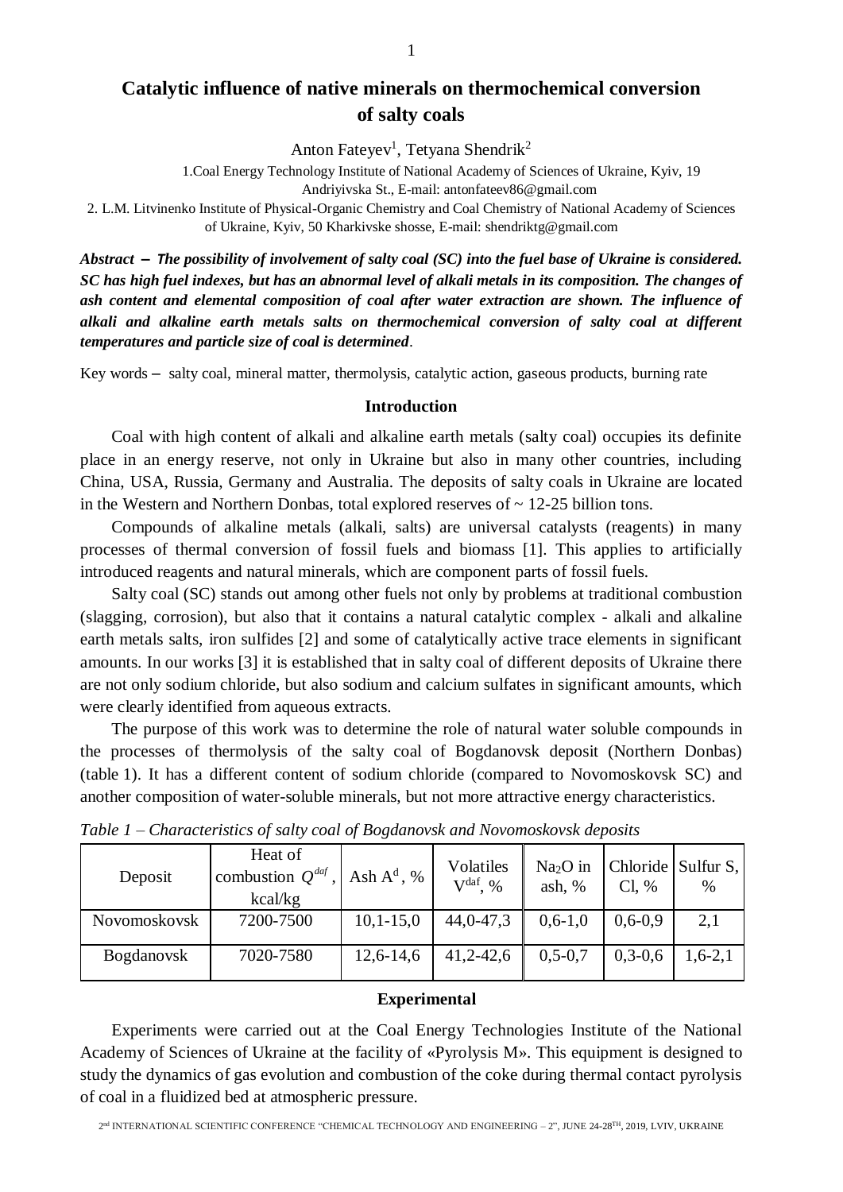# Catalytic influence of native minerals on thermochemical conversion of salty coals

Anton Fateyev[1], Tetyana Shendrik[2]

1.Coal Energy Technology Institute of National Academy of Sciences of Ukraine, Kyiv, 19 Andriyivska St., E-mail: antonfateev86@gmail.com

2. L.M. Litvinenko Institute of Physical-Organic Chemistry and Coal Chemistry of National Academy of Sciences of Ukraine, Kyiv, 50 Kharkivske shosse, E-mail: shendriktg@gmail.com

***Abstract* – *The possibility of involvement of salty coal (SC) into the fuel base of Ukraine is considered. SC has high fuel indexes, but has an abnormal level of alkali metals in its composition. The changes of ash content and elemental composition of coal after water extraction are shown. The influence of alkali and alkaline earth metals salts on thermochemical conversion of salty coal at different temperatures and particle size of coal is determined*.**

Key words – salty coal, mineral matter, thermolysis, catalytic action, gaseous products, burning rate

## Introduction

Coal with high content of alkali and alkaline earth metals (salty coal) occupies its definite place in an energy reserve, not only in Ukraine but also in many other countries, including China, USA, Russia, Germany and Australia. The deposits of salty coals in Ukraine are located in the Western and Northern Donbas, total explored reserves of ~ 12-25 billion tons.

Compounds of alkaline metals (alkali, salts) are universal catalysts (reagents) in many processes of thermal conversion of fossil fuels and biomass [1]. This applies to artificially introduced reagents and natural minerals, which are component parts of fossil fuels.

Salty coal (SC) stands out among other fuels not only by problems at traditional combustion (slagging, corrosion), but also that it contains a natural catalytic complex - alkali and alkaline earth metals salts, iron sulfides [2] and some of catalytically active trace elements in significant amounts. In our works [3] it is established that in salty coal of different deposits of Ukraine there are not only sodium chloride, but also sodium and calcium sulfates in significant amounts, which were clearly identified from aqueous extracts.

The purpose of this work was to determine the role of natural water soluble compounds in the processes of thermolysis of the salty coal of Bogdanovsk deposit (Northern Donbas) (table 1). It has a different content of sodium chloride (compared to Novomoskovsk SC) and another composition of water-soluble minerals, but not more attractive energy characteristics.

*Table 1 – Characteristics of salty coal of Bogdanovsk and Novomoskovsk deposits*

| Deposit | Heat of combustion $Q^{daf}$, kcal/kg | Ash $A^d$, % | Volatiles $V^{daf}$, % | $Na_2O$ in ash, % | Chloride Cl, % | Sulfur S, % |
|---|---|---|---|---|---|---|
| Novomoskovsk | 7200-7500 | 10,1-15,0 | 44,0-47,3 | 0,6-1,0 | 0,6-0,9 | 2,1 |
| Bogdanovsk | 7020-7580 | 12,6-14,6 | 41,2-42,6 | 0,5-0,7 | 0,3-0,6 | 1,6-2,1 |

## Experimental

Experiments were carried out at the Coal Energy Technologies Institute of the National Academy of Sciences of Ukraine at the facility of «Pyrolysis M». This equipment is designed to study the dynamics of gas evolution and combustion of the coke during thermal contact pyrolysis of coal in a fluidized bed at atmospheric pressure.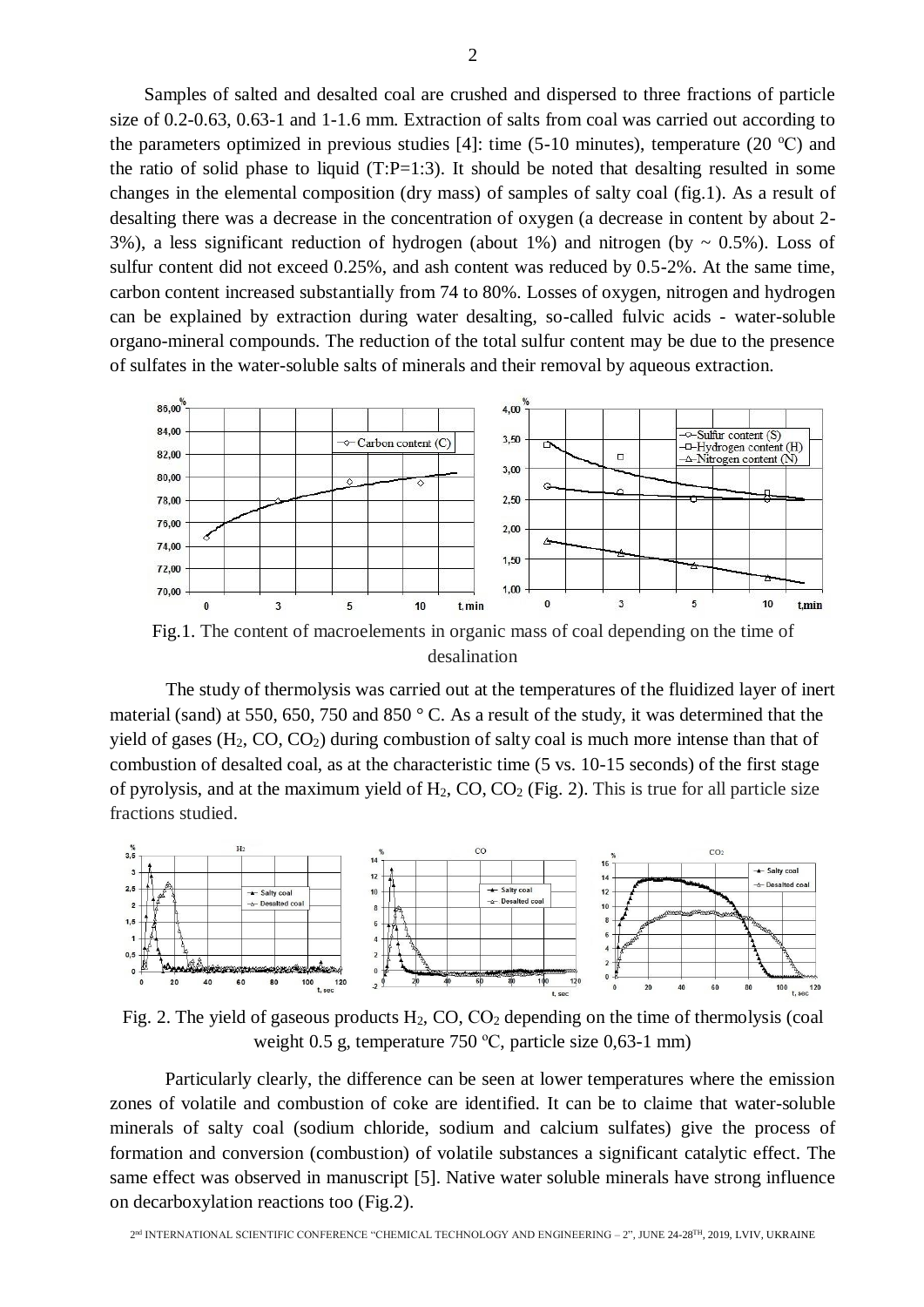Samples of salted and desalted coal are crushed and dispersed to three fractions of particle size of 0.2-0.63, 0.63-1 and 1-1.6 mm. Extraction of salts from coal was carried out according to the parameters optimized in previous studies [4]: time (5-10 minutes), temperature (20 ºC) and the ratio of solid phase to liquid (T:P=1:3). It should be noted that desalting resulted in some changes in the elemental composition (dry mass) of samples of salty coal (fig.1). As a result of desalting there was a decrease in the concentration of oxygen (a decrease in content by about 2-3%), a less significant reduction of hydrogen (about 1%) and nitrogen (by ~ 0.5%). Loss of sulfur content did not exceed 0.25%, and ash content was reduced by 0.5-2%. At the same time, carbon content increased substantially from 74 to 80%. Losses of oxygen, nitrogen and hydrogen can be explained by extraction during water desalting, so-called fulvic acids - water-soluble organo-mineral compounds. The reduction of the total sulfur content may be due to the presence of sulfates in the water-soluble salts of minerals and their removal by aqueous extraction.

Fig.1. The content of macroelements in organic mass of coal depending on the time of desalination

The study of thermolysis was carried out at the temperatures of the fluidized layer of inert material (sand) at 550, 650, 750 and 850 ° C. As a result of the study, it was determined that the yield of gases ($H_2$, CO, $CO_2$) during combustion of salty coal is much more intense than that of combustion of desalted coal, as at the characteristic time (5 vs. 10-15 seconds) of the first stage of pyrolysis, and at the maximum yield of $H_2$, CO, $CO_2$ (Fig. 2). This is true for all particle size fractions studied.

Fig. 2. The yield of gaseous products $H_2$, CO, $CO_2$ depending on the time of thermolysis (coal weight 0.5 g, temperature 750 ºC, particle size 0,63-1 mm)

Particularly clearly, the difference can be seen at lower temperatures where the emission zones of volatile and combustion of coke are identified. It can be to claime that water-soluble minerals of salty coal (sodium chloride, sodium and calcium sulfates) give the process of formation and conversion (combustion) of volatile substances a significant catalytic effect. The same effect was observed in manuscript [5]. Native water soluble minerals have strong influence on decarboxylation reactions too (Fig.2).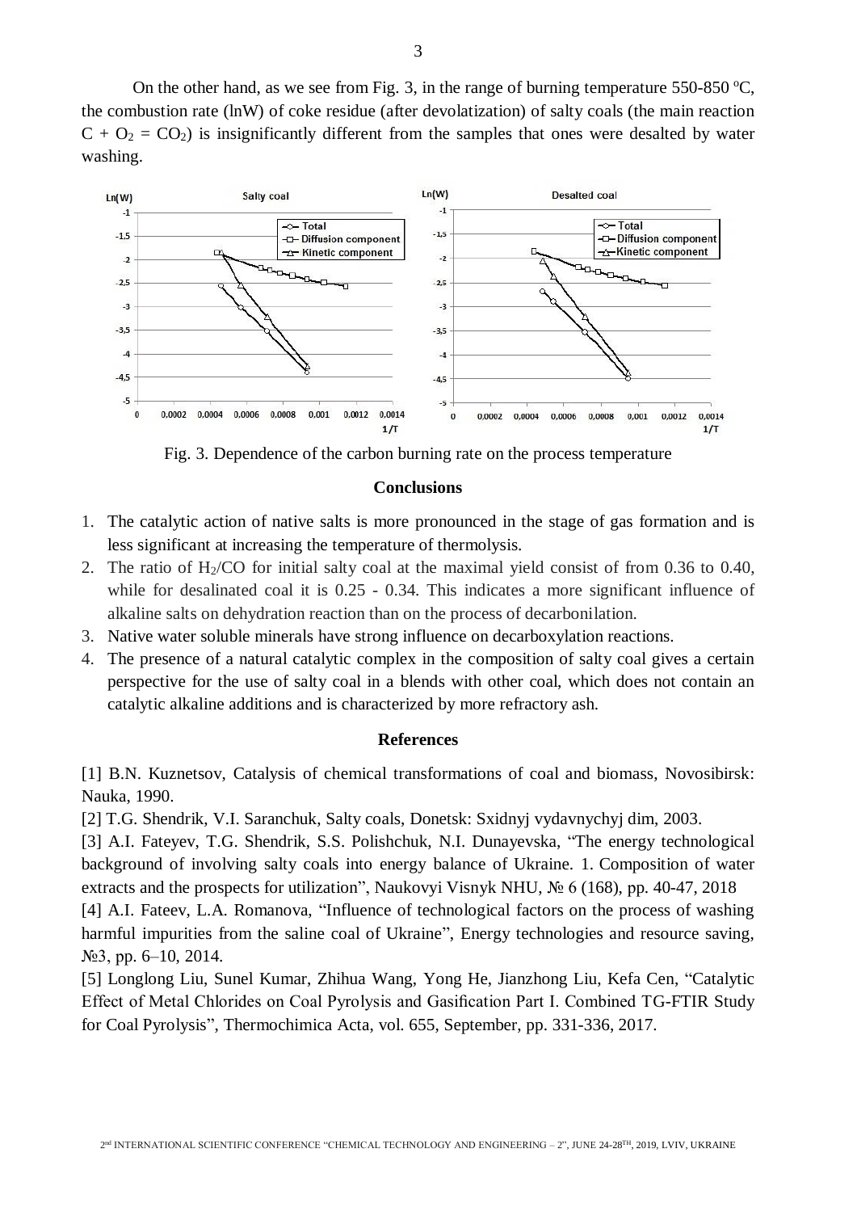On the other hand, as we see from Fig. 3, in the range of burning temperature 550-850 °C, the combustion rate (lnW) of coke residue (after devolatization) of salty coals (the main reaction $C + O_2 = CO_2$) is insignificantly different from the samples that ones were desalted by water washing.

Ln(W)
Salty coal
-1
-1,5
-2
-2,5
-3
-3,5
-4
-4,5
-5
0 0,0002 0,0004 0,0006 0,0008 0,001 0,0012 0,0014
1/T
Total
Diffusion component
Kinetic component

Ln(W)
Desalted coal
-1
-1,5
-2
-2,5
-3
-3,5
-4
-4,5
-5
0 0,0002 0,0004 0,0006 0,0008 0,001 0,0012 0,0014
1/T
Total
Diffusion component
Kinetic component

Fig. 3. Dependence of the carbon burning rate on the process temperature

## Conclusions

1. The catalytic action of native salts is more pronounced in the stage of gas formation and is less significant at increasing the temperature of thermolysis.
2. The ratio of $H_2$/CO for initial salty coal at the maximal yield consist of from 0.36 to 0.40, while for desalinated coal it is 0.25 - 0.34. This indicates a more significant influence of alkaline salts on dehydration reaction than on the process of decarbonilation.
3. Native water soluble minerals have strong influence on decarboxylation reactions.
4. The presence of a natural catalytic complex in the composition of salty coal gives a certain perspective for the use of salty coal in a blends with other coal, which does not contain an catalytic alkaline additions and is characterized by more refractory ash.

## References

[1] B.N. Kuznetsov, Catalysis of chemical transformations of coal and biomass, Novosibirsk: Nauka, 1990.

[2] T.G. Shendrik, V.I. Saranchuk, Salty coals, Donetsk: Sxidnyj vydavnychyj dim, 2003.

[3] A.I. Fateyev, T.G. Shendrik, S.S. Polishchuk, N.I. Dunayevska, "The energy technological background of involving salty coals into energy balance of Ukraine. 1. Composition of water extracts and the prospects for utilization", Naukovyi Visnyk NHU, № 6 (168), pp. 40-47, 2018

[4] A.I. Fateev, L.A. Romanova, "Influence of technological factors on the process of washing harmful impurities from the saline coal of Ukraine", Energy technologies and resource saving, №3, pp. 6–10, 2014.

[5] Longlong Liu, Sunel Kumar, Zhihua Wang, Yong He, Jianzhong Liu, Kefa Cen, "Catalytic Effect of Metal Chlorides on Coal Pyrolysis and Gasification Part I. Combined TG-FTIR Study for Coal Pyrolysis", Thermochimica Acta, vol. 655, September, pp. 331-336, 2017.